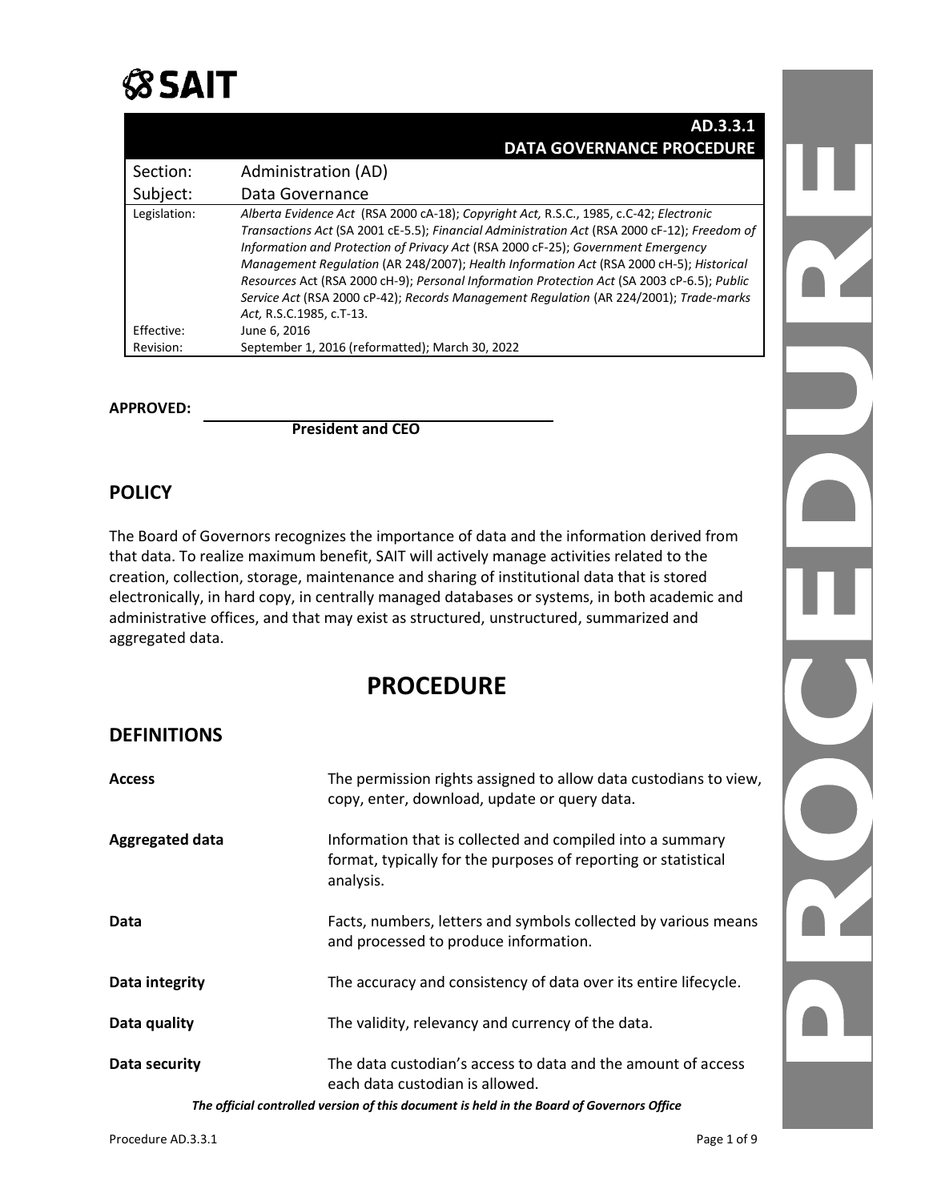SAIT

# AD.3.3.1 DATA GOVERNANCE PROCEDURE

| Section: | Administration (AD) |
|---|---|
| Subject: | Data Governance |
| Legislation: | *Alberta Evidence Act* (RSA 2000 cA-18); *Copyright Act,* R.S.C., 1985, c.C-42; *Electronic Transactions Act* (SA 2001 cE-5.5); *Financial Administration Act* (RSA 2000 cF-12); *Freedom of Information and Protection of Privacy Act* (RSA 2000 cF-25); *Government Emergency Management Regulation* (AR 248/2007); *Health Information Act* (RSA 2000 cH-5); *Historical Resources* Act (RSA 2000 cH-9); *Personal Information Protection Act* (SA 2003 cP-6.5); *Public Service Act* (RSA 2000 cP-42); *Records Management Regulation* (AR 224/2001); *Trade-marks Act,* R.S.C.1985, c.T-13. |
| Effective: | June 6, 2016 |
| Revision: | September 1, 2016 (reformatted); March 30, 2022 |

**APPROVED:** ______________________________
**President and CEO**

## POLICY

The Board of Governors recognizes the importance of data and the information derived from that data. To realize maximum benefit, SAIT will actively manage activities related to the creation, collection, storage, maintenance and sharing of institutional data that is stored electronically, in hard copy, in centrally managed databases or systems, in both academic and administrative offices, and that may exist as structured, unstructured, summarized and aggregated data.

# PROCEDURE

## DEFINITIONS

| | |
|---|---|
| **Access** | The permission rights assigned to allow data custodians to view, copy, enter, download, update or query data. |
| **Aggregated data** | Information that is collected and compiled into a summary format, typically for the purposes of reporting or statistical analysis. |
| **Data** | Facts, numbers, letters and symbols collected by various means and processed to produce information. |
| **Data integrity** | The accuracy and consistency of data over its entire lifecycle. |
| **Data quality** | The validity, relevancy and currency of the data. |
| **Data security** | The data custodian's access to data and the amount of access each data custodian is allowed. |

***The official controlled version of this document is held in the Board of Governors Office***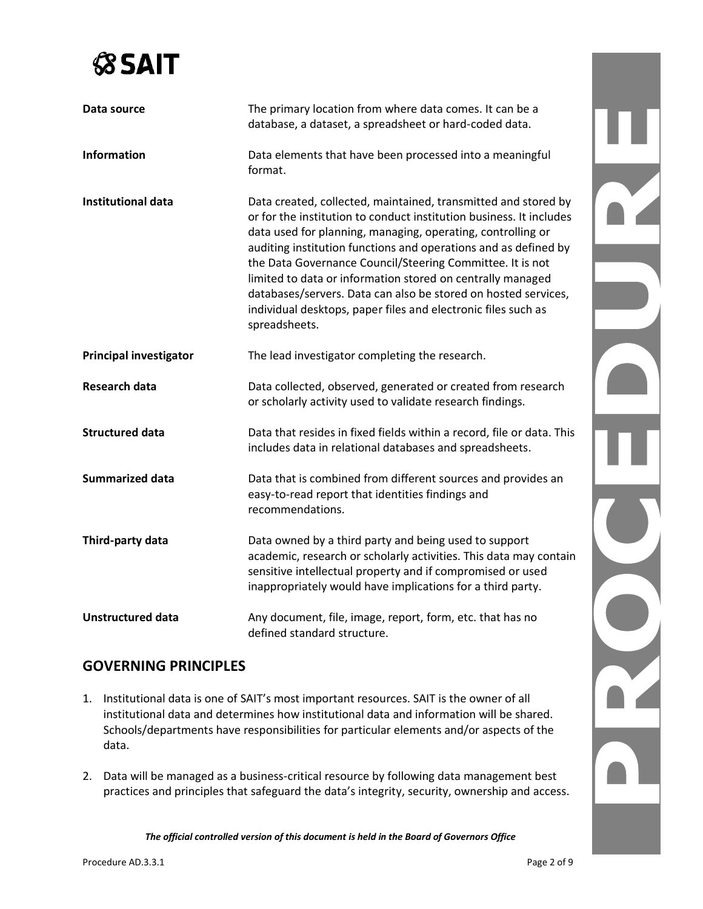| | |
|---|---|
| **Data source** | The primary location from where data comes. It can be a database, a dataset, a spreadsheet or hard-coded data. |
| **Information** | Data elements that have been processed into a meaningful format. |
| **Institutional data** | Data created, collected, maintained, transmitted and stored by or for the institution to conduct institution business. It includes data used for planning, managing, operating, controlling or auditing institution functions and operations and as defined by the Data Governance Council/Steering Committee. It is not limited to data or information stored on centrally managed databases/servers. Data can also be stored on hosted services, individual desktops, paper files and electronic files such as spreadsheets. |
| **Principal investigator** | The lead investigator completing the research. |
| **Research data** | Data collected, observed, generated or created from research or scholarly activity used to validate research findings. |
| **Structured data** | Data that resides in fixed fields within a record, file or data. This includes data in relational databases and spreadsheets. |
| **Summarized data** | Data that is combined from different sources and provides an easy-to-read report that identities findings and recommendations. |
| **Third-party data** | Data owned by a third party and being used to support academic, research or scholarly activities. This data may contain sensitive intellectual property and if compromised or used inappropriately would have implications for a third party. |
| **Unstructured data** | Any document, file, image, report, form, etc. that has no defined standard structure. |

## GOVERNING PRINCIPLES

1. Institutional data is one of SAIT's most important resources. SAIT is the owner of all institutional data and determines how institutional data and information will be shared. Schools/departments have responsibilities for particular elements and/or aspects of the data.

2. Data will be managed as a business-critical resource by following data management best practices and principles that safeguard the data's integrity, security, ownership and access.

*The official controlled version of this document is held in the Board of Governors Office*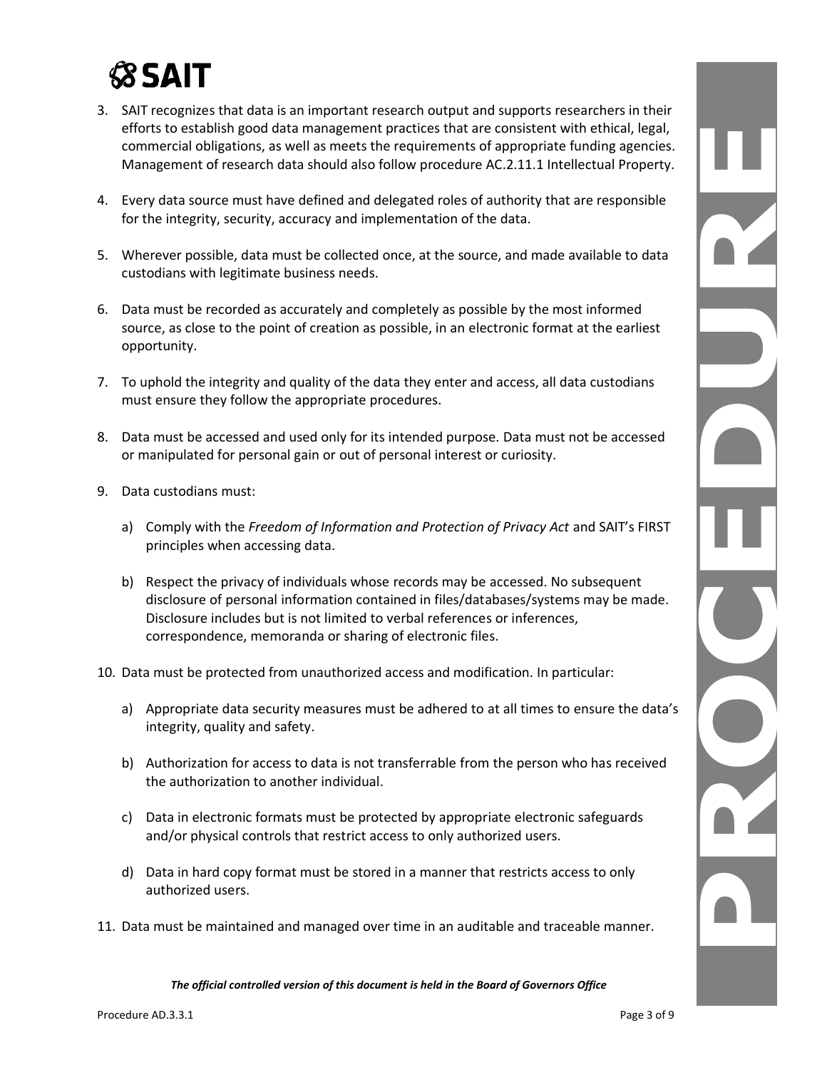3. SAIT recognizes that data is an important research output and supports researchers in their efforts to establish good data management practices that are consistent with ethical, legal, commercial obligations, as well as meets the requirements of appropriate funding agencies. Management of research data should also follow procedure AC.2.11.1 Intellectual Property.

4. Every data source must have defined and delegated roles of authority that are responsible for the integrity, security, accuracy and implementation of the data.

5. Wherever possible, data must be collected once, at the source, and made available to data custodians with legitimate business needs.

6. Data must be recorded as accurately and completely as possible by the most informed source, as close to the point of creation as possible, in an electronic format at the earliest opportunity.

7. To uphold the integrity and quality of the data they enter and access, all data custodians must ensure they follow the appropriate procedures.

8. Data must be accessed and used only for its intended purpose. Data must not be accessed or manipulated for personal gain or out of personal interest or curiosity.

9. Data custodians must:

   a) Comply with the *Freedom of Information and Protection of Privacy Act* and SAIT's FIRST principles when accessing data.

   b) Respect the privacy of individuals whose records may be accessed. No subsequent disclosure of personal information contained in files/databases/systems may be made. Disclosure includes but is not limited to verbal references or inferences, correspondence, memoranda or sharing of electronic files.

10. Data must be protected from unauthorized access and modification. In particular:

    a) Appropriate data security measures must be adhered to at all times to ensure the data's integrity, quality and safety.

    b) Authorization for access to data is not transferrable from the person who has received the authorization to another individual.

    c) Data in electronic formats must be protected by appropriate electronic safeguards and/or physical controls that restrict access to only authorized users.

    d) Data in hard copy format must be stored in a manner that restricts access to only authorized users.

11. Data must be maintained and managed over time in an auditable and traceable manner.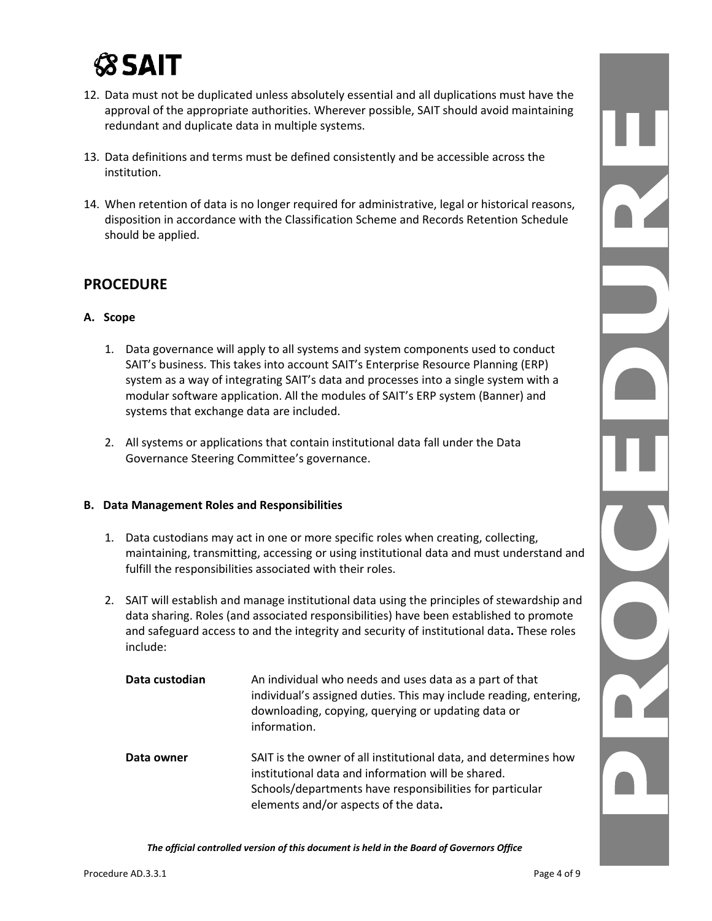12. Data must not be duplicated unless absolutely essential and all duplications must have the approval of the appropriate authorities. Wherever possible, SAIT should avoid maintaining redundant and duplicate data in multiple systems.

13. Data definitions and terms must be defined consistently and be accessible across the institution.

14. When retention of data is no longer required for administrative, legal or historical reasons, disposition in accordance with the Classification Scheme and Records Retention Schedule should be applied.

## PROCEDURE

### A. Scope

1. Data governance will apply to all systems and system components used to conduct SAIT's business. This takes into account SAIT's Enterprise Resource Planning (ERP) system as a way of integrating SAIT's data and processes into a single system with a modular software application. All the modules of SAIT's ERP system (Banner) and systems that exchange data are included.

2. All systems or applications that contain institutional data fall under the Data Governance Steering Committee's governance.

### B. Data Management Roles and Responsibilities

1. Data custodians may act in one or more specific roles when creating, collecting, maintaining, transmitting, accessing or using institutional data and must understand and fulfill the responsibilities associated with their roles.

2. SAIT will establish and manage institutional data using the principles of stewardship and data sharing. Roles (and associated responsibilities) have been established to promote and safeguard access to and the integrity and security of institutional data**.** These roles include:

   **Data custodian** — An individual who needs and uses data as a part of that individual's assigned duties. This may include reading, entering, downloading, copying, querying or updating data or information.

   **Data owner** — SAIT is the owner of all institutional data, and determines how institutional data and information will be shared. Schools/departments have responsibilities for particular elements and/or aspects of the data**.**

*The official controlled version of this document is held in the Board of Governors Office*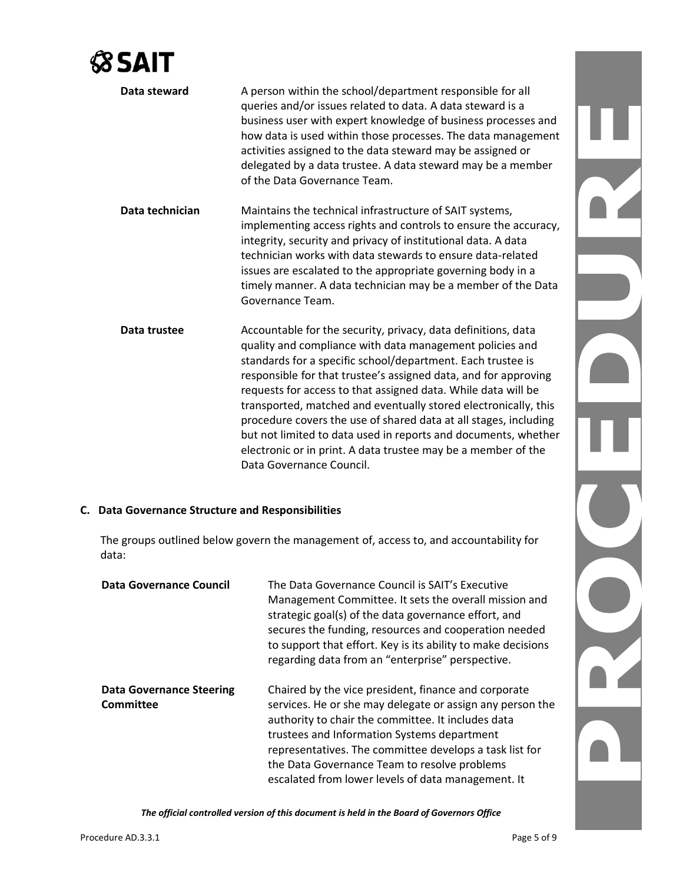**Data steward** — A person within the school/department responsible for all queries and/or issues related to data. A data steward is a business user with expert knowledge of business processes and how data is used within those processes. The data management activities assigned to the data steward may be assigned or delegated by a data trustee. A data steward may be a member of the Data Governance Team.

**Data technician** — Maintains the technical infrastructure of SAIT systems, implementing access rights and controls to ensure the accuracy, integrity, security and privacy of institutional data. A data technician works with data stewards to ensure data-related issues are escalated to the appropriate governing body in a timely manner. A data technician may be a member of the Data Governance Team.

**Data trustee** — Accountable for the security, privacy, data definitions, data quality and compliance with data management policies and standards for a specific school/department. Each trustee is responsible for that trustee's assigned data, and for approving requests for access to that assigned data. While data will be transported, matched and eventually stored electronically, this procedure covers the use of shared data at all stages, including but not limited to data used in reports and documents, whether electronic or in print. A data trustee may be a member of the Data Governance Council.

## C. Data Governance Structure and Responsibilities

The groups outlined below govern the management of, access to, and accountability for data:

**Data Governance Council** — The Data Governance Council is SAIT's Executive Management Committee. It sets the overall mission and strategic goal(s) of the data governance effort, and secures the funding, resources and cooperation needed to support that effort. Key is its ability to make decisions regarding data from an "enterprise" perspective.

**Data Governance Steering Committee** — Chaired by the vice president, finance and corporate services. He or she may delegate or assign any person the authority to chair the committee. It includes data trustees and Information Systems department representatives. The committee develops a task list for the Data Governance Team to resolve problems escalated from lower levels of data management. It

*The official controlled version of this document is held in the Board of Governors Office*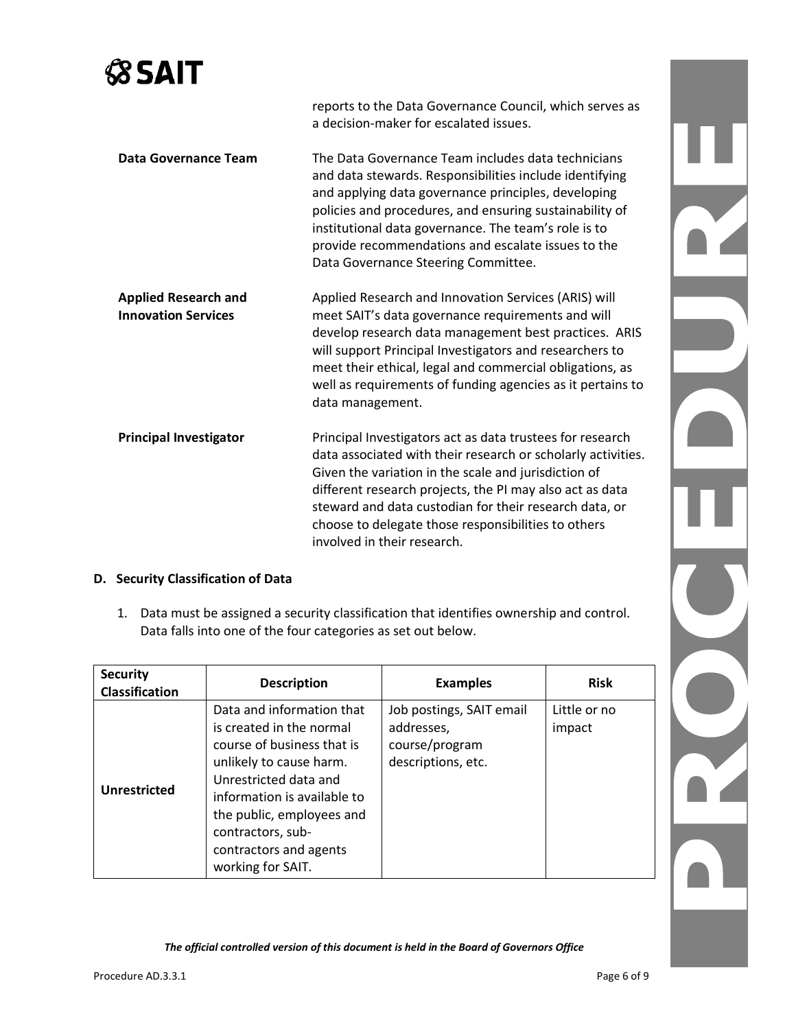reports to the Data Governance Council, which serves as a decision-maker for escalated issues.

**Data Governance Team**

The Data Governance Team includes data technicians and data stewards. Responsibilities include identifying and applying data governance principles, developing policies and procedures, and ensuring sustainability of institutional data governance. The team's role is to provide recommendations and escalate issues to the Data Governance Steering Committee.

**Applied Research and Innovation Services**

Applied Research and Innovation Services (ARIS) will meet SAIT's data governance requirements and will develop research data management best practices. ARIS will support Principal Investigators and researchers to meet their ethical, legal and commercial obligations, as well as requirements of funding agencies as it pertains to data management.

**Principal Investigator**

Principal Investigators act as data trustees for research data associated with their research or scholarly activities. Given the variation in the scale and jurisdiction of different research projects, the PI may also act as data steward and data custodian for their research data, or choose to delegate those responsibilities to others involved in their research.

### D. Security Classification of Data

1. Data must be assigned a security classification that identifies ownership and control. Data falls into one of the four categories as set out below.

| Security Classification | Description | Examples | Risk |
|---|---|---|---|
| **Unrestricted** | Data and information that is created in the normal course of business that is unlikely to cause harm. Unrestricted data and information is available to the public, employees and contractors, sub-contractors and agents working for SAIT. | Job postings, SAIT email addresses, course/program descriptions, etc. | Little or no impact |

*The official controlled version of this document is held in the Board of Governors Office*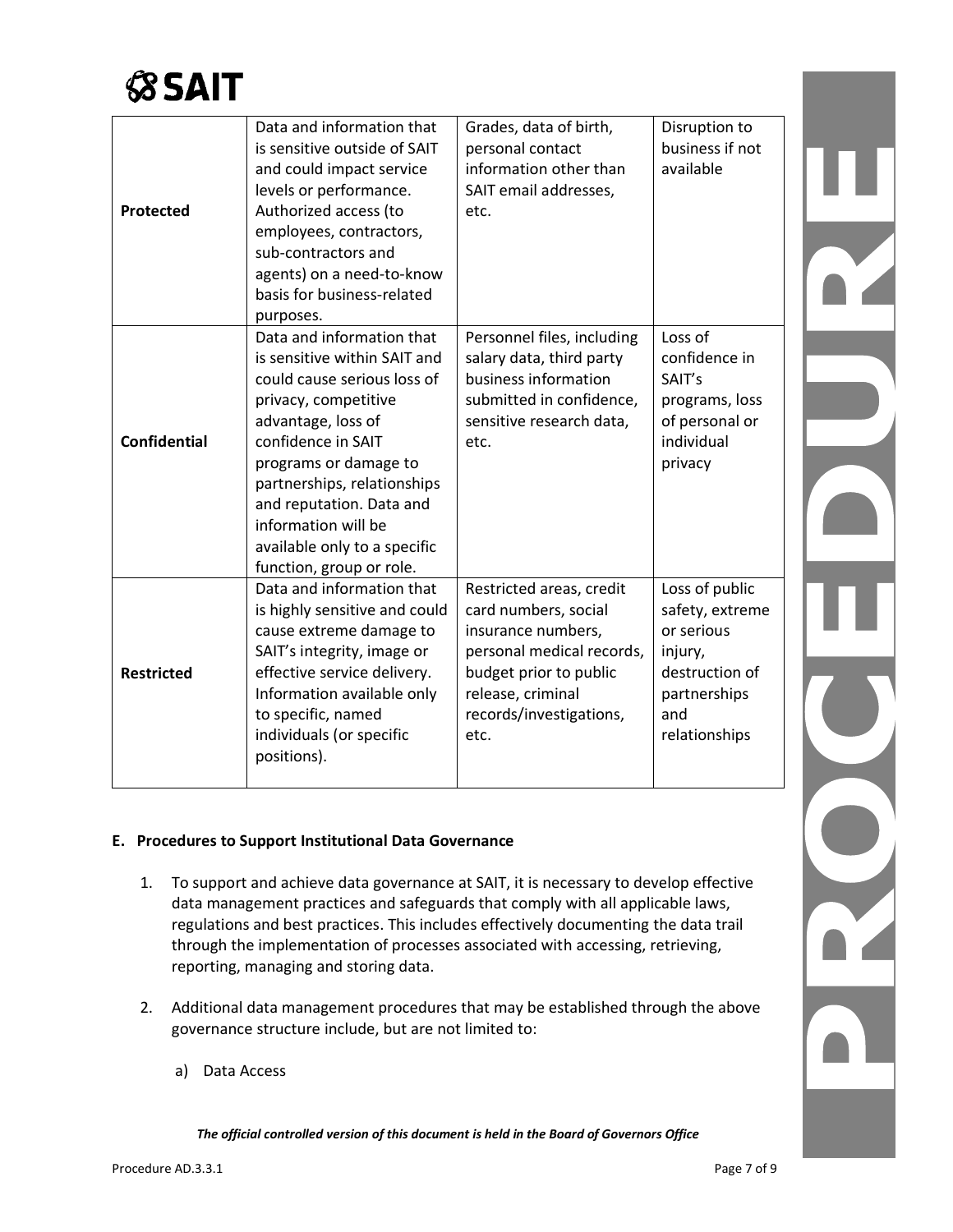| | | | |
|---|---|---|---|
| **Protected** | Data and information that is sensitive outside of SAIT and could impact service levels or performance. Authorized access (to employees, contractors, sub-contractors and agents) on a need-to-know basis for business-related purposes. | Grades, data of birth, personal contact information other than SAIT email addresses, etc. | Disruption to business if not available |
| **Confidential** | Data and information that is sensitive within SAIT and could cause serious loss of privacy, competitive advantage, loss of confidence in SAIT programs or damage to partnerships, relationships and reputation. Data and information will be available only to a specific function, group or role. | Personnel files, including salary data, third party business information submitted in confidence, sensitive research data, etc. | Loss of confidence in SAIT's programs, loss of personal or individual privacy |
| **Restricted** | Data and information that is highly sensitive and could cause extreme damage to SAIT's integrity, image or effective service delivery. Information available only to specific, named individuals (or specific positions). | Restricted areas, credit card numbers, social insurance numbers, personal medical records, budget prior to public release, criminal records/investigations, etc. | Loss of public safety, extreme or serious injury, destruction of partnerships and relationships |

**E. Procedures to Support Institutional Data Governance**

1. To support and achieve data governance at SAIT, it is necessary to develop effective data management practices and safeguards that comply with all applicable laws, regulations and best practices. This includes effectively documenting the data trail through the implementation of processes associated with accessing, retrieving, reporting, managing and storing data.

2. Additional data management procedures that may be established through the above governance structure include, but are not limited to:

   a) Data Access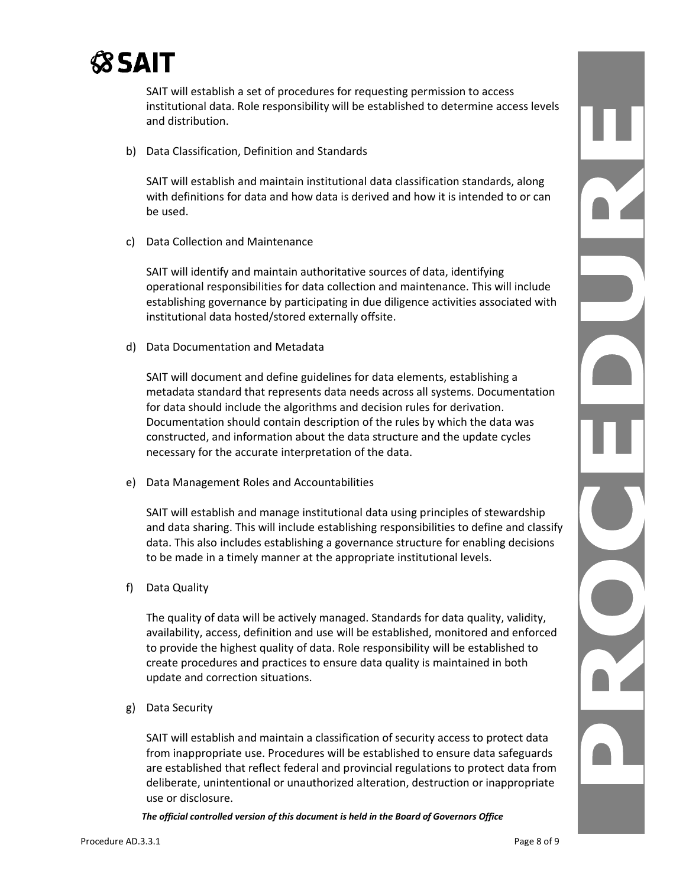SAIT will establish a set of procedures for requesting permission to access institutional data. Role responsibility will be established to determine access levels and distribution.

b) Data Classification, Definition and Standards

SAIT will establish and maintain institutional data classification standards, along with definitions for data and how data is derived and how it is intended to or can be used.

c) Data Collection and Maintenance

SAIT will identify and maintain authoritative sources of data, identifying operational responsibilities for data collection and maintenance. This will include establishing governance by participating in due diligence activities associated with institutional data hosted/stored externally offsite.

d) Data Documentation and Metadata

SAIT will document and define guidelines for data elements, establishing a metadata standard that represents data needs across all systems. Documentation for data should include the algorithms and decision rules for derivation. Documentation should contain description of the rules by which the data was constructed, and information about the data structure and the update cycles necessary for the accurate interpretation of the data.

e) Data Management Roles and Accountabilities

SAIT will establish and manage institutional data using principles of stewardship and data sharing. This will include establishing responsibilities to define and classify data. This also includes establishing a governance structure for enabling decisions to be made in a timely manner at the appropriate institutional levels.

f) Data Quality

The quality of data will be actively managed. Standards for data quality, validity, availability, access, definition and use will be established, monitored and enforced to provide the highest quality of data. Role responsibility will be established to create procedures and practices to ensure data quality is maintained in both update and correction situations.

g) Data Security

SAIT will establish and maintain a classification of security access to protect data from inappropriate use. Procedures will be established to ensure data safeguards are established that reflect federal and provincial regulations to protect data from deliberate, unintentional or unauthorized alteration, destruction or inappropriate use or disclosure.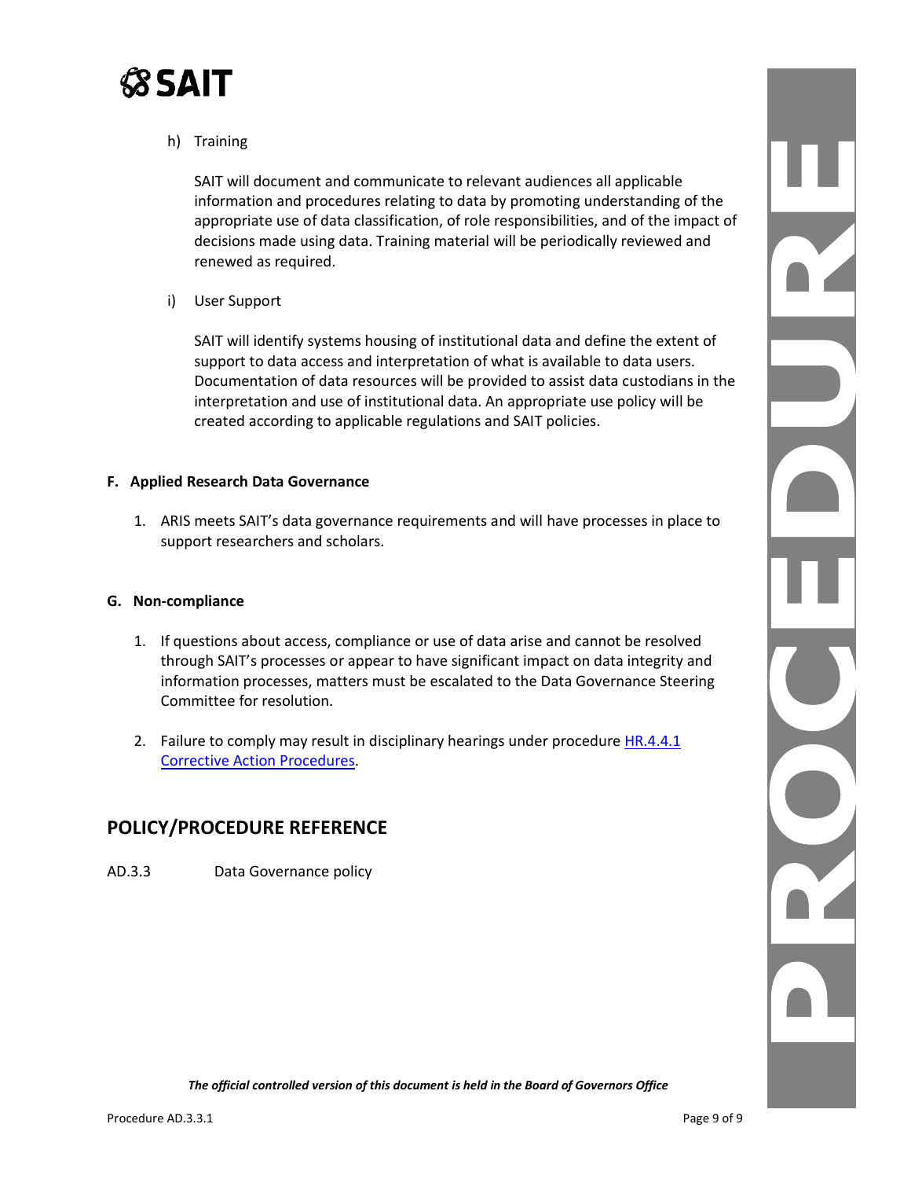h) Training

   SAIT will document and communicate to relevant audiences all applicable information and procedures relating to data by promoting understanding of the appropriate use of data classification, of role responsibilities, and of the impact of decisions made using data. Training material will be periodically reviewed and renewed as required.

i) User Support

   SAIT will identify systems housing of institutional data and define the extent of support to data access and interpretation of what is available to data users. Documentation of data resources will be provided to assist data custodians in the interpretation and use of institutional data. An appropriate use policy will be created according to applicable regulations and SAIT policies.

**F. Applied Research Data Governance**

1. ARIS meets SAIT's data governance requirements and will have processes in place to support researchers and scholars.

**G. Non-compliance**

1. If questions about access, compliance or use of data arise and cannot be resolved through SAIT's processes or appear to have significant impact on data integrity and information processes, matters must be escalated to the Data Governance Steering Committee for resolution.

2. Failure to comply may result in disciplinary hearings under procedure HR.4.4.1 Corrective Action Procedures.

## POLICY/PROCEDURE REFERENCE

AD.3.3 Data Governance policy

***The official controlled version of this document is held in the Board of Governors Office***